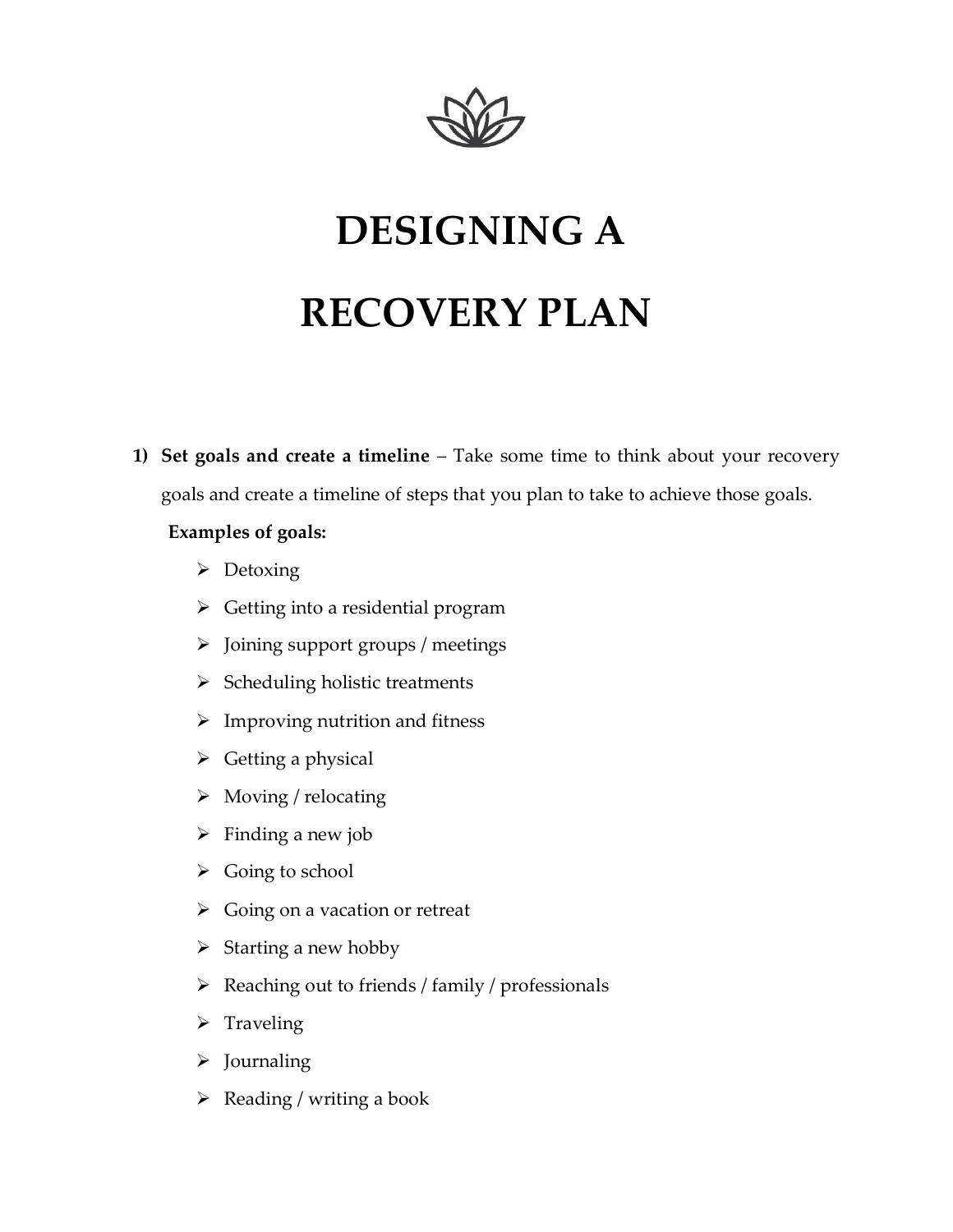# DESIGNING A RECOVERY PLAN

1) **Set goals and create a timeline** – Take some time to think about your recovery goals and create a timeline of steps that you plan to take to achieve those goals.

   **Examples of goals:**

   - Detoxing
   - Getting into a residential program
   - Joining support groups / meetings
   - Scheduling holistic treatments
   - Improving nutrition and fitness
   - Getting a physical
   - Moving / relocating
   - Finding a new job
   - Going to school
   - Going on a vacation or retreat
   - Starting a new hobby
   - Reaching out to friends / family / professionals
   - Traveling
   - Journaling
   - Reading / writing a book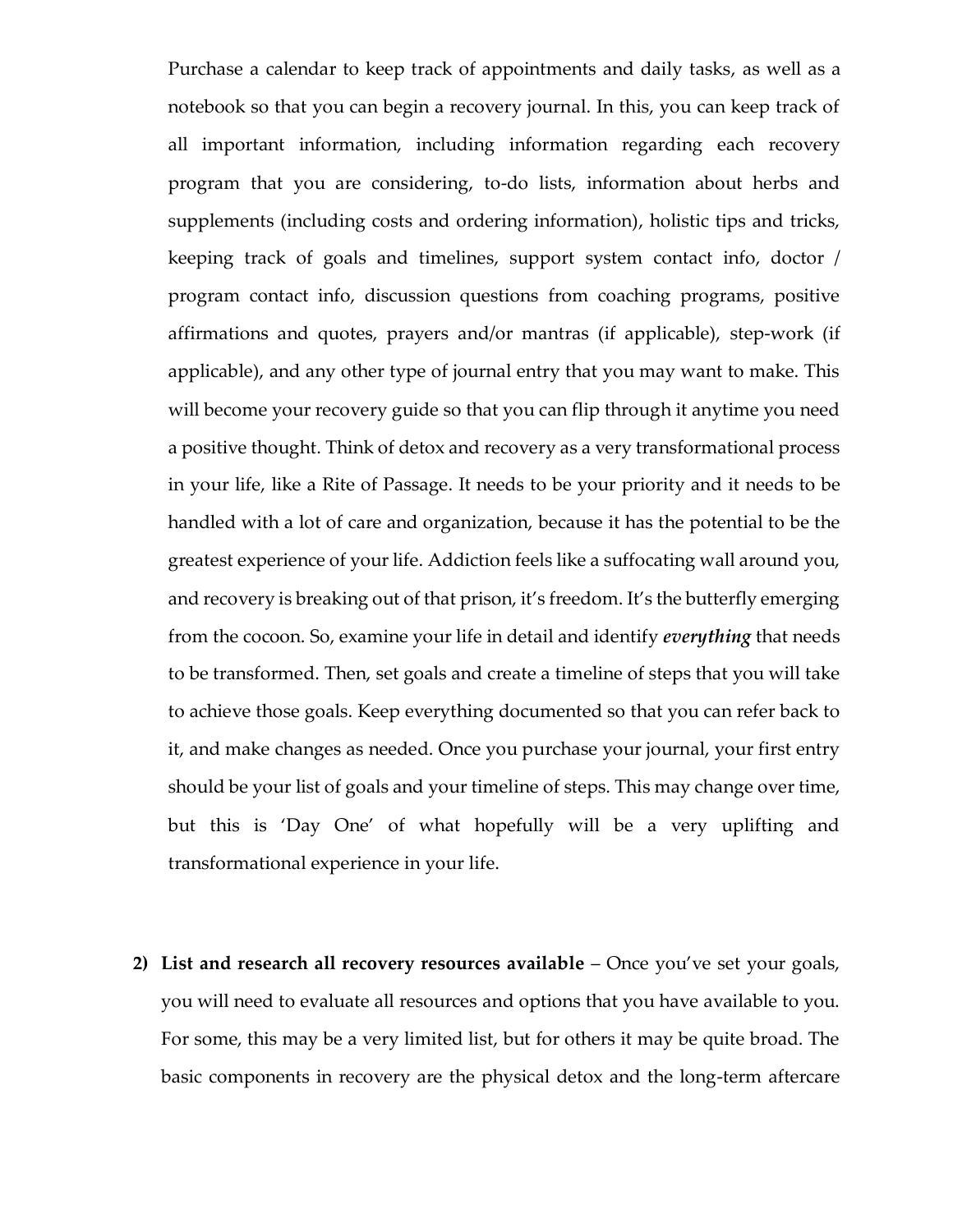Purchase a calendar to keep track of appointments and daily tasks, as well as a notebook so that you can begin a recovery journal. In this, you can keep track of all important information, including information regarding each recovery program that you are considering, to-do lists, information about herbs and supplements (including costs and ordering information), holistic tips and tricks, keeping track of goals and timelines, support system contact info, doctor / program contact info, discussion questions from coaching programs, positive affirmations and quotes, prayers and/or mantras (if applicable), step-work (if applicable), and any other type of journal entry that you may want to make. This will become your recovery guide so that you can flip through it anytime you need a positive thought. Think of detox and recovery as a very transformational process in your life, like a Rite of Passage. It needs to be your priority and it needs to be handled with a lot of care and organization, because it has the potential to be the greatest experience of your life. Addiction feels like a suffocating wall around you, and recovery is breaking out of that prison, it's freedom. It's the butterfly emerging from the cocoon. So, examine your life in detail and identify ***everything*** that needs to be transformed. Then, set goals and create a timeline of steps that you will take to achieve those goals. Keep everything documented so that you can refer back to it, and make changes as needed. Once you purchase your journal, your first entry should be your list of goals and your timeline of steps. This may change over time, but this is 'Day One' of what hopefully will be a very uplifting and transformational experience in your life.

2) **List and research all recovery resources available** – Once you've set your goals, you will need to evaluate all resources and options that you have available to you. For some, this may be a very limited list, but for others it may be quite broad. The basic components in recovery are the physical detox and the long-term aftercare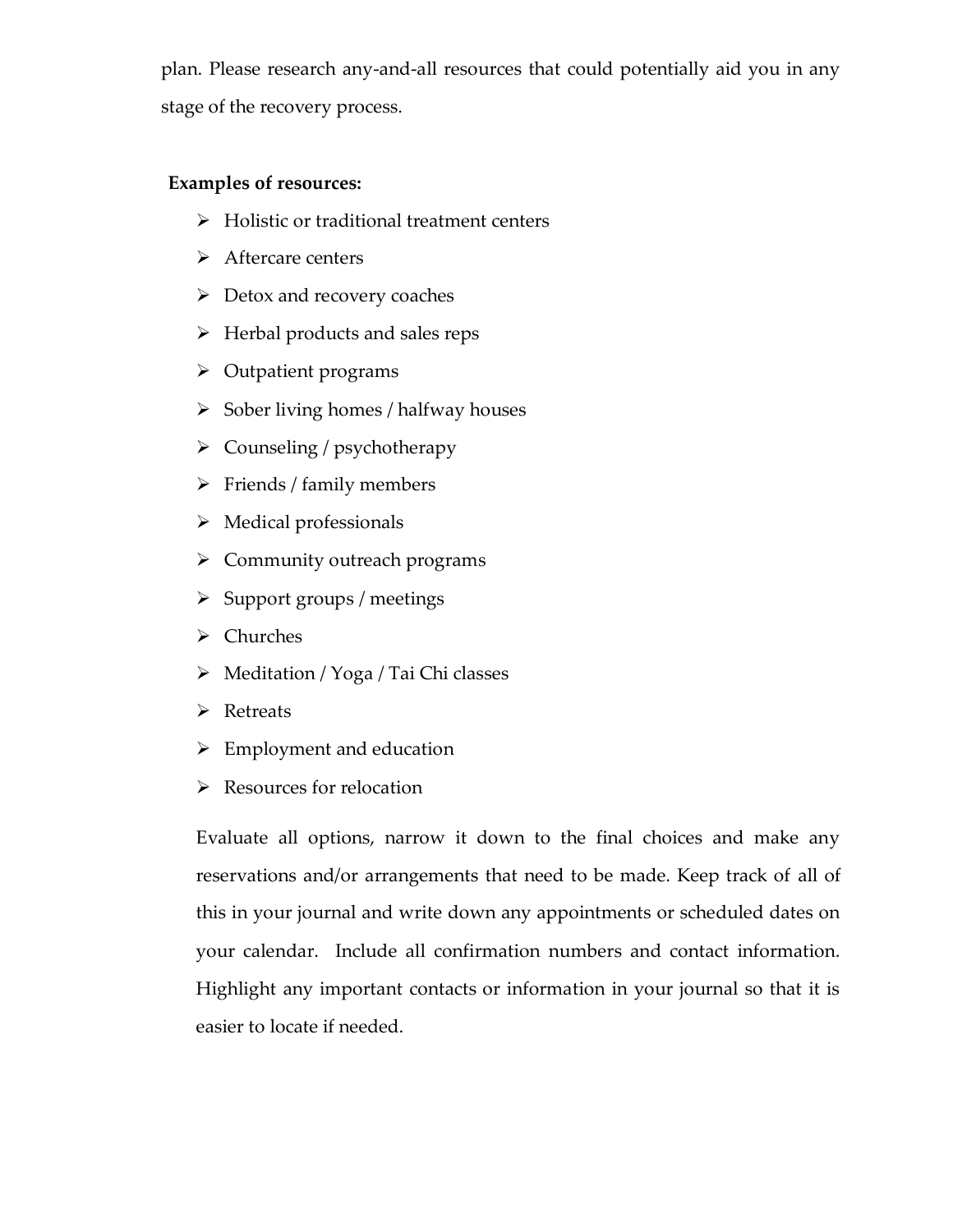plan. Please research any-and-all resources that could potentially aid you in any stage of the recovery process.

**Examples of resources:**

- Holistic or traditional treatment centers
- Aftercare centers
- Detox and recovery coaches
- Herbal products and sales reps
- Outpatient programs
- Sober living homes / halfway houses
- Counseling / psychotherapy
- Friends / family members
- Medical professionals
- Community outreach programs
- Support groups / meetings
- Churches
- Meditation / Yoga / Tai Chi classes
- Retreats
- Employment and education
- Resources for relocation

Evaluate all options, narrow it down to the final choices and make any reservations and/or arrangements that need to be made. Keep track of all of this in your journal and write down any appointments or scheduled dates on your calendar. Include all confirmation numbers and contact information. Highlight any important contacts or information in your journal so that it is easier to locate if needed.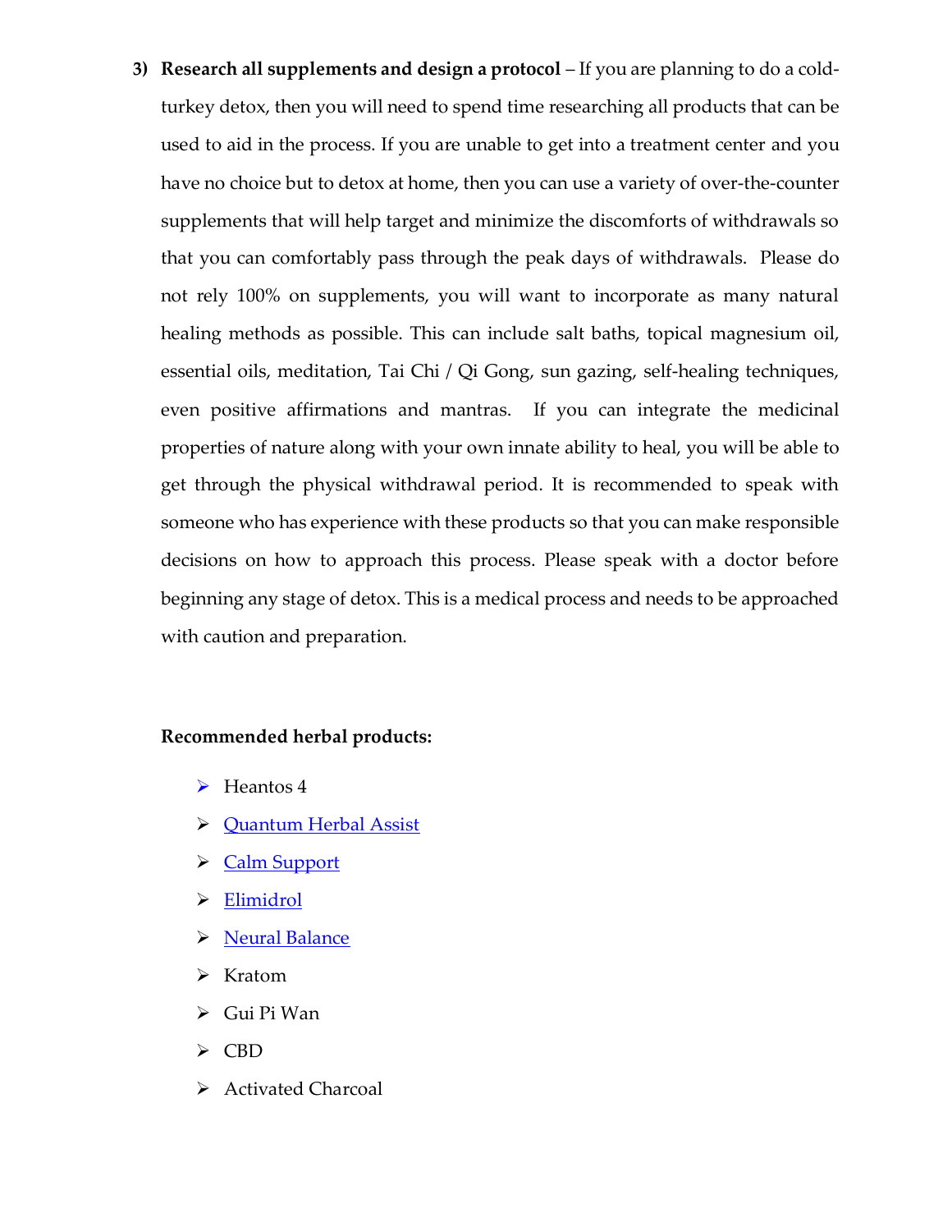3) **Research all supplements and design a protocol** – If you are planning to do a cold-turkey detox, then you will need to spend time researching all products that can be used to aid in the process. If you are unable to get into a treatment center and you have no choice but to detox at home, then you can use a variety of over-the-counter supplements that will help target and minimize the discomforts of withdrawals so that you can comfortably pass through the peak days of withdrawals. Please do not rely 100% on supplements, you will want to incorporate as many natural healing methods as possible. This can include salt baths, topical magnesium oil, essential oils, meditation, Tai Chi / Qi Gong, sun gazing, self-healing techniques, even positive affirmations and mantras. If you can integrate the medicinal properties of nature along with your own innate ability to heal, you will be able to get through the physical withdrawal period. It is recommended to speak with someone who has experience with these products so that you can make responsible decisions on how to approach this process. Please speak with a doctor before beginning any stage of detox. This is a medical process and needs to be approached with caution and preparation.

**Recommended herbal products:**

- Heantos 4
- Quantum Herbal Assist
- Calm Support
- Elimidrol
- Neural Balance
- Kratom
- Gui Pi Wan
- CBD
- Activated Charcoal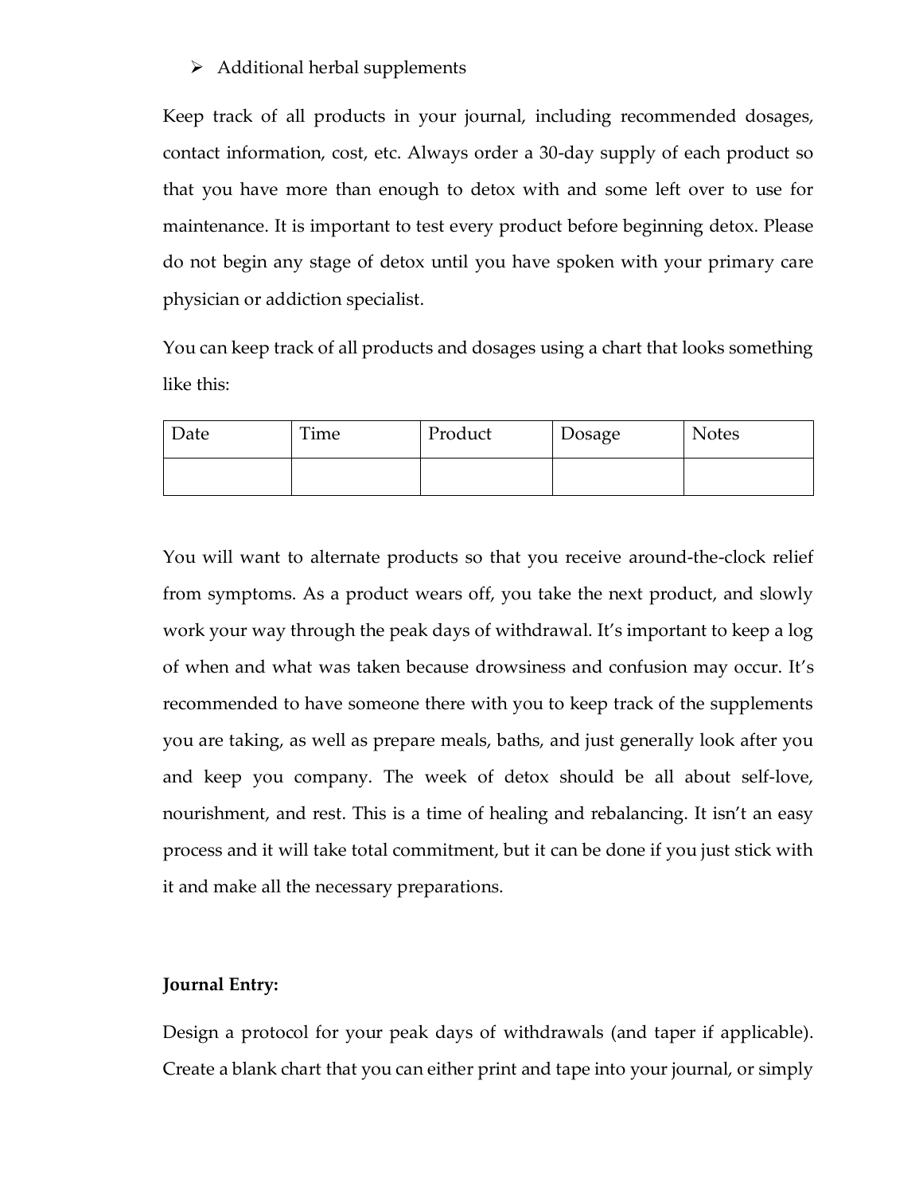- Additional herbal supplements

Keep track of all products in your journal, including recommended dosages, contact information, cost, etc. Always order a 30-day supply of each product so that you have more than enough to detox with and some left over to use for maintenance. It is important to test every product before beginning detox. Please do not begin any stage of detox until you have spoken with your primary care physician or addiction specialist.

You can keep track of all products and dosages using a chart that looks something like this:

| Date | Time | Product | Dosage | Notes |
|---|---|---|---|---|
| | | | | |

You will want to alternate products so that you receive around-the-clock relief from symptoms. As a product wears off, you take the next product, and slowly work your way through the peak days of withdrawal. It's important to keep a log of when and what was taken because drowsiness and confusion may occur. It's recommended to have someone there with you to keep track of the supplements you are taking, as well as prepare meals, baths, and just generally look after you and keep you company. The week of detox should be all about self-love, nourishment, and rest. This is a time of healing and rebalancing. It isn't an easy process and it will take total commitment, but it can be done if you just stick with it and make all the necessary preparations.

**Journal Entry:**

Design a protocol for your peak days of withdrawals (and taper if applicable). Create a blank chart that you can either print and tape into your journal, or simply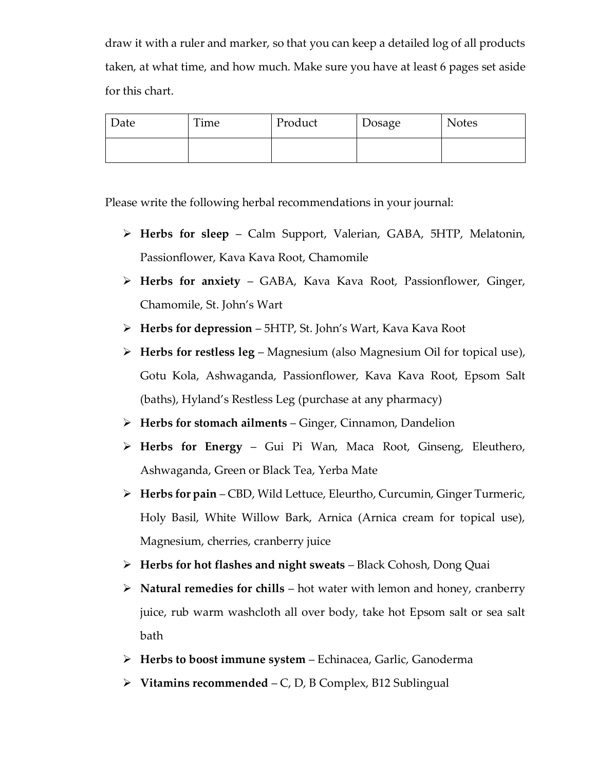draw it with a ruler and marker, so that you can keep a detailed log of all products taken, at what time, and how much. Make sure you have at least 6 pages set aside for this chart.

| Date | Time | Product | Dosage | Notes |
| --- | --- | --- | --- | --- |
| | | | | |

Please write the following herbal recommendations in your journal:

- **Herbs for sleep** – Calm Support, Valerian, GABA, 5HTP, Melatonin, Passionflower, Kava Kava Root, Chamomile
- **Herbs for anxiety** – GABA, Kava Kava Root, Passionflower, Ginger, Chamomile, St. John's Wart
- **Herbs for depression** – 5HTP, St. John's Wart, Kava Kava Root
- **Herbs for restless leg** – Magnesium (also Magnesium Oil for topical use), Gotu Kola, Ashwaganda, Passionflower, Kava Kava Root, Epsom Salt (baths), Hyland's Restless Leg (purchase at any pharmacy)
- **Herbs for stomach ailments** – Ginger, Cinnamon, Dandelion
- **Herbs for Energy** – Gui Pi Wan, Maca Root, Ginseng, Eleuthero, Ashwaganda, Green or Black Tea, Yerba Mate
- **Herbs for pain** – CBD, Wild Lettuce, Eleurtho, Curcumin, Ginger Turmeric, Holy Basil, White Willow Bark, Arnica (Arnica cream for topical use), Magnesium, cherries, cranberry juice
- **Herbs for hot flashes and night sweats** – Black Cohosh, Dong Quai
- **Natural remedies for chills** – hot water with lemon and honey, cranberry juice, rub warm washcloth all over body, take hot Epsom salt or sea salt bath
- **Herbs to boost immune system** – Echinacea, Garlic, Ganoderma
- **Vitamins recommended** – C, D, B Complex, B12 Sublingual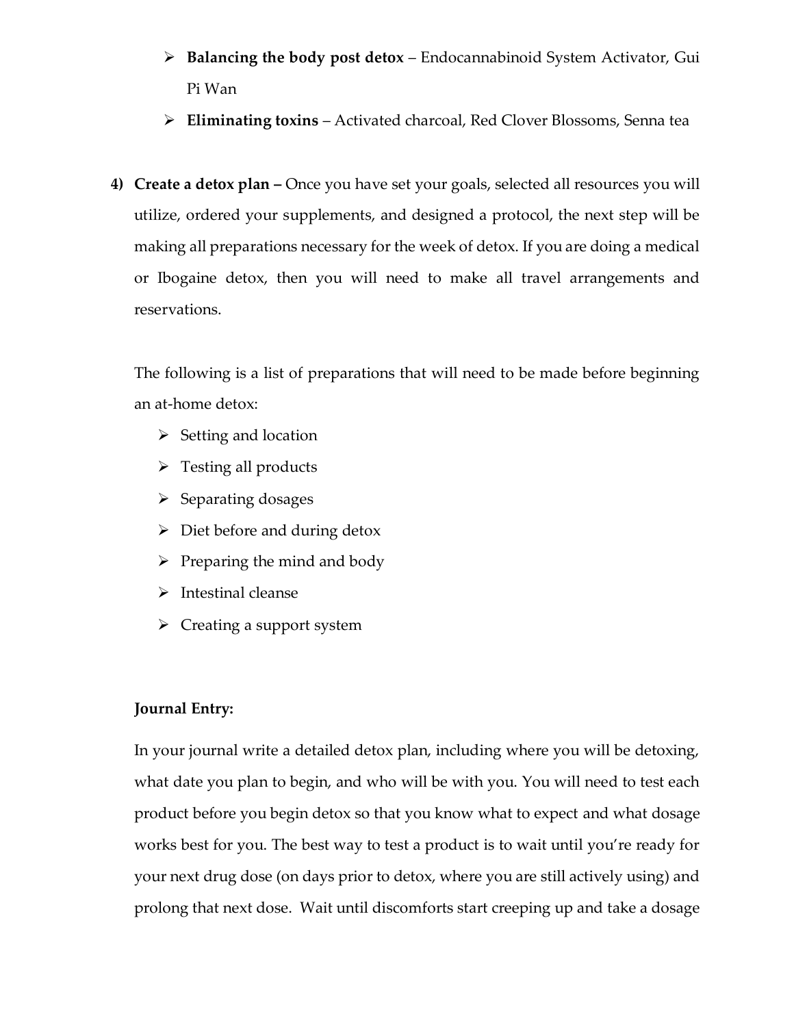- **Balancing the body post detox** – Endocannabinoid System Activator, Gui Pi Wan
- **Eliminating toxins** – Activated charcoal, Red Clover Blossoms, Senna tea

4) **Create a detox plan –** Once you have set your goals, selected all resources you will utilize, ordered your supplements, and designed a protocol, the next step will be making all preparations necessary for the week of detox. If you are doing a medical or Ibogaine detox, then you will need to make all travel arrangements and reservations.

   The following is a list of preparations that will need to be made before beginning an at-home detox:

   - Setting and location
   - Testing all products
   - Separating dosages
   - Diet before and during detox
   - Preparing the mind and body
   - Intestinal cleanse
   - Creating a support system

   **Journal Entry:**

   In your journal write a detailed detox plan, including where you will be detoxing, what date you plan to begin, and who will be with you. You will need to test each product before you begin detox so that you know what to expect and what dosage works best for you. The best way to test a product is to wait until you're ready for your next drug dose (on days prior to detox, where you are still actively using) and prolong that next dose. Wait until discomforts start creeping up and take a dosage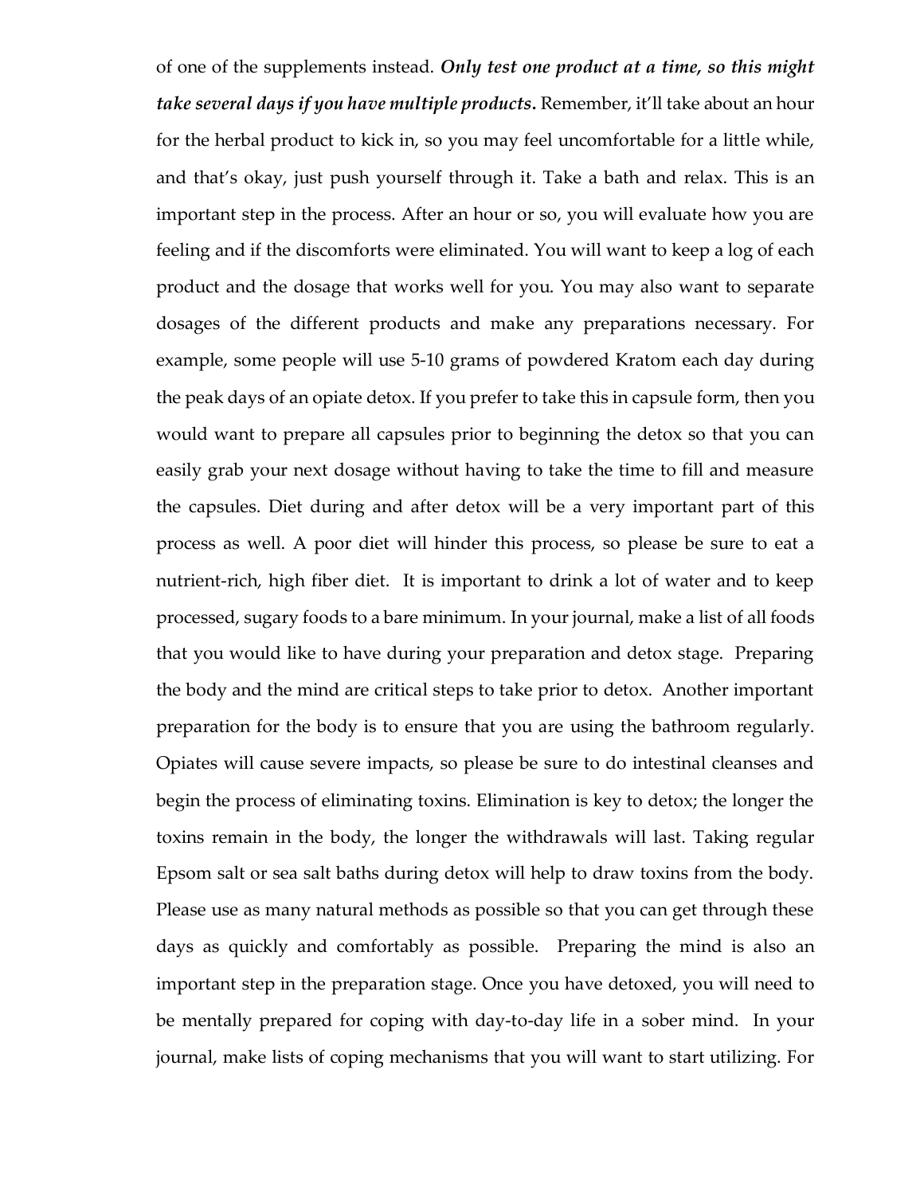of one of the supplements instead. ***Only test one product at a time, so this might take several days if you have multiple products.*** Remember, it'll take about an hour for the herbal product to kick in, so you may feel uncomfortable for a little while, and that's okay, just push yourself through it. Take a bath and relax. This is an important step in the process. After an hour or so, you will evaluate how you are feeling and if the discomforts were eliminated. You will want to keep a log of each product and the dosage that works well for you. You may also want to separate dosages of the different products and make any preparations necessary. For example, some people will use 5-10 grams of powdered Kratom each day during the peak days of an opiate detox. If you prefer to take this in capsule form, then you would want to prepare all capsules prior to beginning the detox so that you can easily grab your next dosage without having to take the time to fill and measure the capsules. Diet during and after detox will be a very important part of this process as well. A poor diet will hinder this process, so please be sure to eat a nutrient-rich, high fiber diet. It is important to drink a lot of water and to keep processed, sugary foods to a bare minimum. In your journal, make a list of all foods that you would like to have during your preparation and detox stage. Preparing the body and the mind are critical steps to take prior to detox. Another important preparation for the body is to ensure that you are using the bathroom regularly. Opiates will cause severe impacts, so please be sure to do intestinal cleanses and begin the process of eliminating toxins. Elimination is key to detox; the longer the toxins remain in the body, the longer the withdrawals will last. Taking regular Epsom salt or sea salt baths during detox will help to draw toxins from the body. Please use as many natural methods as possible so that you can get through these days as quickly and comfortably as possible. Preparing the mind is also an important step in the preparation stage. Once you have detoxed, you will need to be mentally prepared for coping with day-to-day life in a sober mind. In your journal, make lists of coping mechanisms that you will want to start utilizing. For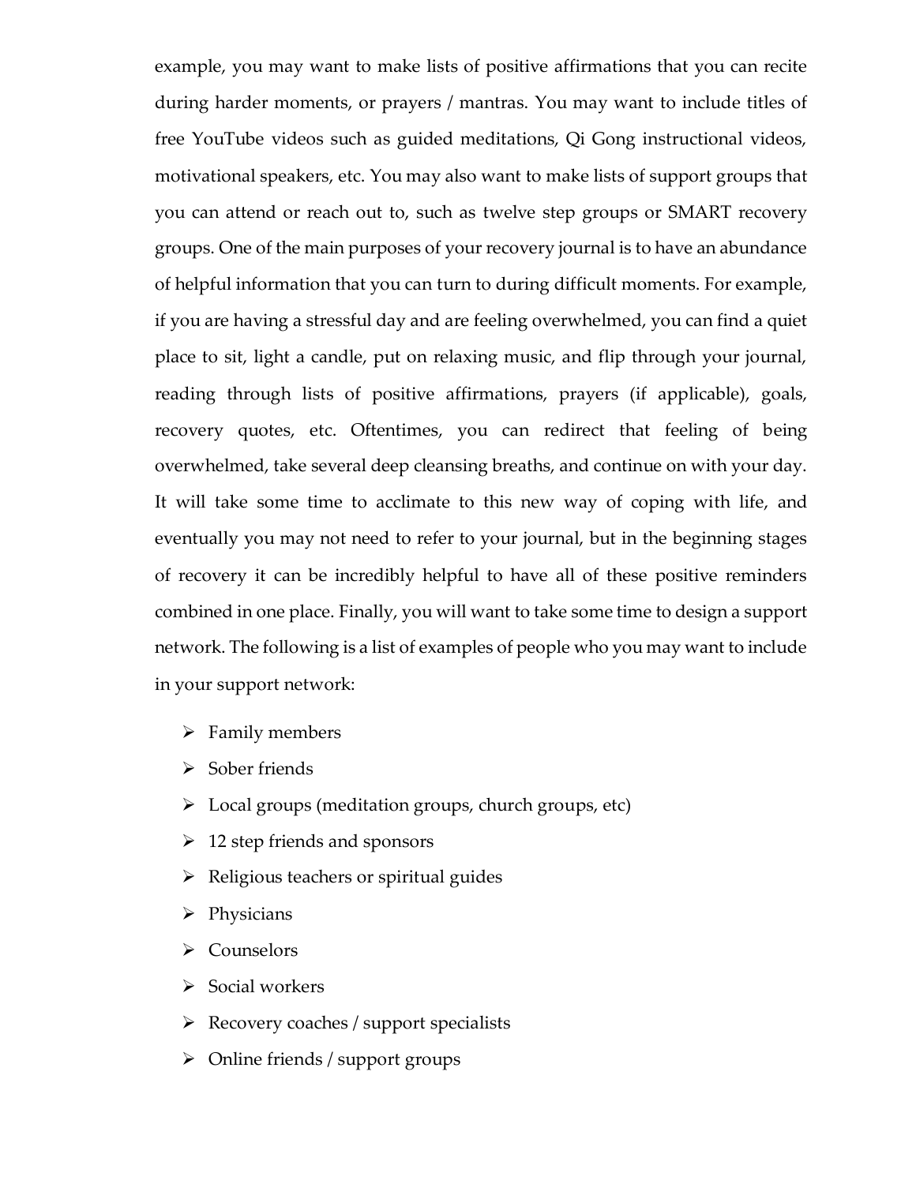example, you may want to make lists of positive affirmations that you can recite during harder moments, or prayers / mantras. You may want to include titles of free YouTube videos such as guided meditations, Qi Gong instructional videos, motivational speakers, etc. You may also want to make lists of support groups that you can attend or reach out to, such as twelve step groups or SMART recovery groups. One of the main purposes of your recovery journal is to have an abundance of helpful information that you can turn to during difficult moments. For example, if you are having a stressful day and are feeling overwhelmed, you can find a quiet place to sit, light a candle, put on relaxing music, and flip through your journal, reading through lists of positive affirmations, prayers (if applicable), goals, recovery quotes, etc. Oftentimes, you can redirect that feeling of being overwhelmed, take several deep cleansing breaths, and continue on with your day. It will take some time to acclimate to this new way of coping with life, and eventually you may not need to refer to your journal, but in the beginning stages of recovery it can be incredibly helpful to have all of these positive reminders combined in one place. Finally, you will want to take some time to design a support network. The following is a list of examples of people who you may want to include in your support network:

- Family members
- Sober friends
- Local groups (meditation groups, church groups, etc)
- 12 step friends and sponsors
- Religious teachers or spiritual guides
- Physicians
- Counselors
- Social workers
- Recovery coaches / support specialists
- Online friends / support groups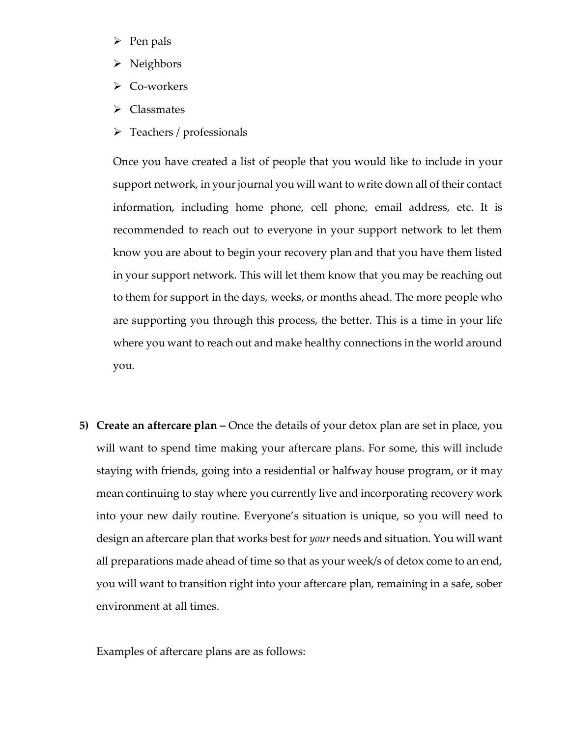- Pen pals
- Neighbors
- Co-workers
- Classmates
- Teachers / professionals

Once you have created a list of people that you would like to include in your support network, in your journal you will want to write down all of their contact information, including home phone, cell phone, email address, etc. It is recommended to reach out to everyone in your support network to let them know you are about to begin your recovery plan and that you have them listed in your support network. This will let them know that you may be reaching out to them for support in the days, weeks, or months ahead. The more people who are supporting you through this process, the better. This is a time in your life where you want to reach out and make healthy connections in the world around you.

5) **Create an aftercare plan –** Once the details of your detox plan are set in place, you will want to spend time making your aftercare plans. For some, this will include staying with friends, going into a residential or halfway house program, or it may mean continuing to stay where you currently live and incorporating recovery work into your new daily routine. Everyone's situation is unique, so you will need to design an aftercare plan that works best for *your* needs and situation. You will want all preparations made ahead of time so that as your week/s of detox come to an end, you will want to transition right into your aftercare plan, remaining in a safe, sober environment at all times.

   Examples of aftercare plans are as follows: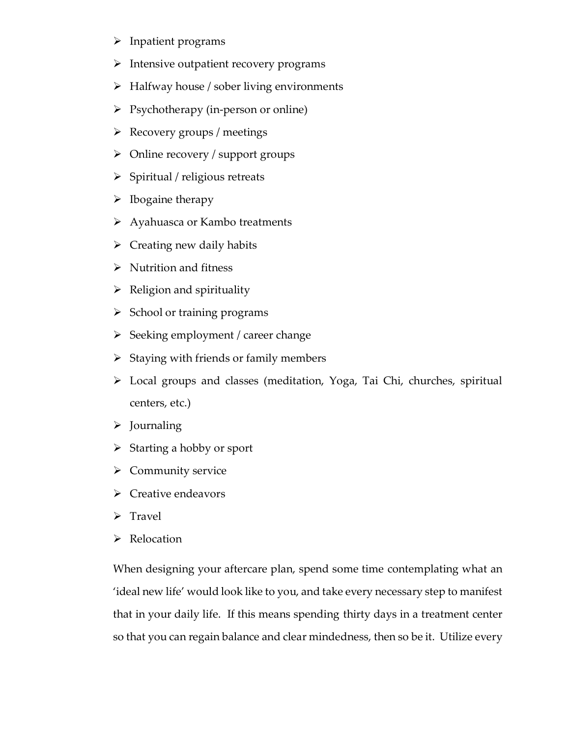- Inpatient programs
- Intensive outpatient recovery programs
- Halfway house / sober living environments
- Psychotherapy (in-person or online)
- Recovery groups / meetings
- Online recovery / support groups
- Spiritual / religious retreats
- Ibogaine therapy
- Ayahuasca or Kambo treatments
- Creating new daily habits
- Nutrition and fitness
- Religion and spirituality
- School or training programs
- Seeking employment / career change
- Staying with friends or family members
- Local groups and classes (meditation, Yoga, Tai Chi, churches, spiritual centers, etc.)
- Journaling
- Starting a hobby or sport
- Community service
- Creative endeavors
- Travel
- Relocation

When designing your aftercare plan, spend some time contemplating what an 'ideal new life' would look like to you, and take every necessary step to manifest that in your daily life. If this means spending thirty days in a treatment center so that you can regain balance and clear mindedness, then so be it. Utilize every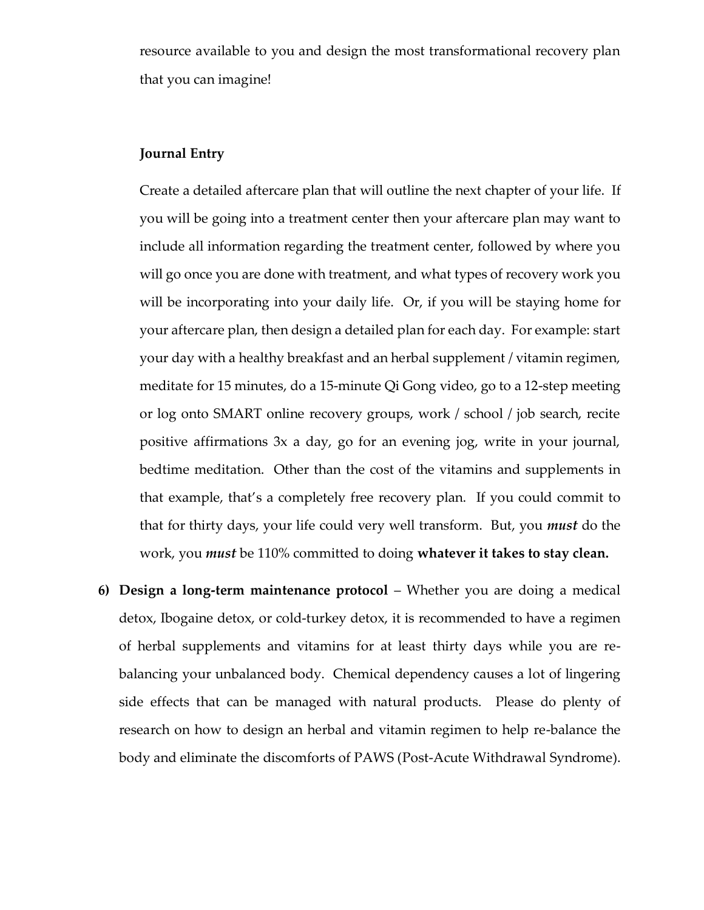resource available to you and design the most transformational recovery plan that you can imagine!

**Journal Entry**

Create a detailed aftercare plan that will outline the next chapter of your life. If you will be going into a treatment center then your aftercare plan may want to include all information regarding the treatment center, followed by where you will go once you are done with treatment, and what types of recovery work you will be incorporating into your daily life. Or, if you will be staying home for your aftercare plan, then design a detailed plan for each day. For example: start your day with a healthy breakfast and an herbal supplement / vitamin regimen, meditate for 15 minutes, do a 15-minute Qi Gong video, go to a 12-step meeting or log onto SMART online recovery groups, work / school / job search, recite positive affirmations 3x a day, go for an evening jog, write in your journal, bedtime meditation. Other than the cost of the vitamins and supplements in that example, that's a completely free recovery plan. If you could commit to that for thirty days, your life could very well transform. But, you ***must*** do the work, you ***must*** be 110% committed to doing **whatever it takes to stay clean.**

6) **Design a long-term maintenance protocol** – Whether you are doing a medical detox, Ibogaine detox, or cold-turkey detox, it is recommended to have a regimen of herbal supplements and vitamins for at least thirty days while you are re-balancing your unbalanced body. Chemical dependency causes a lot of lingering side effects that can be managed with natural products. Please do plenty of research on how to design an herbal and vitamin regimen to help re-balance the body and eliminate the discomforts of PAWS (Post-Acute Withdrawal Syndrome).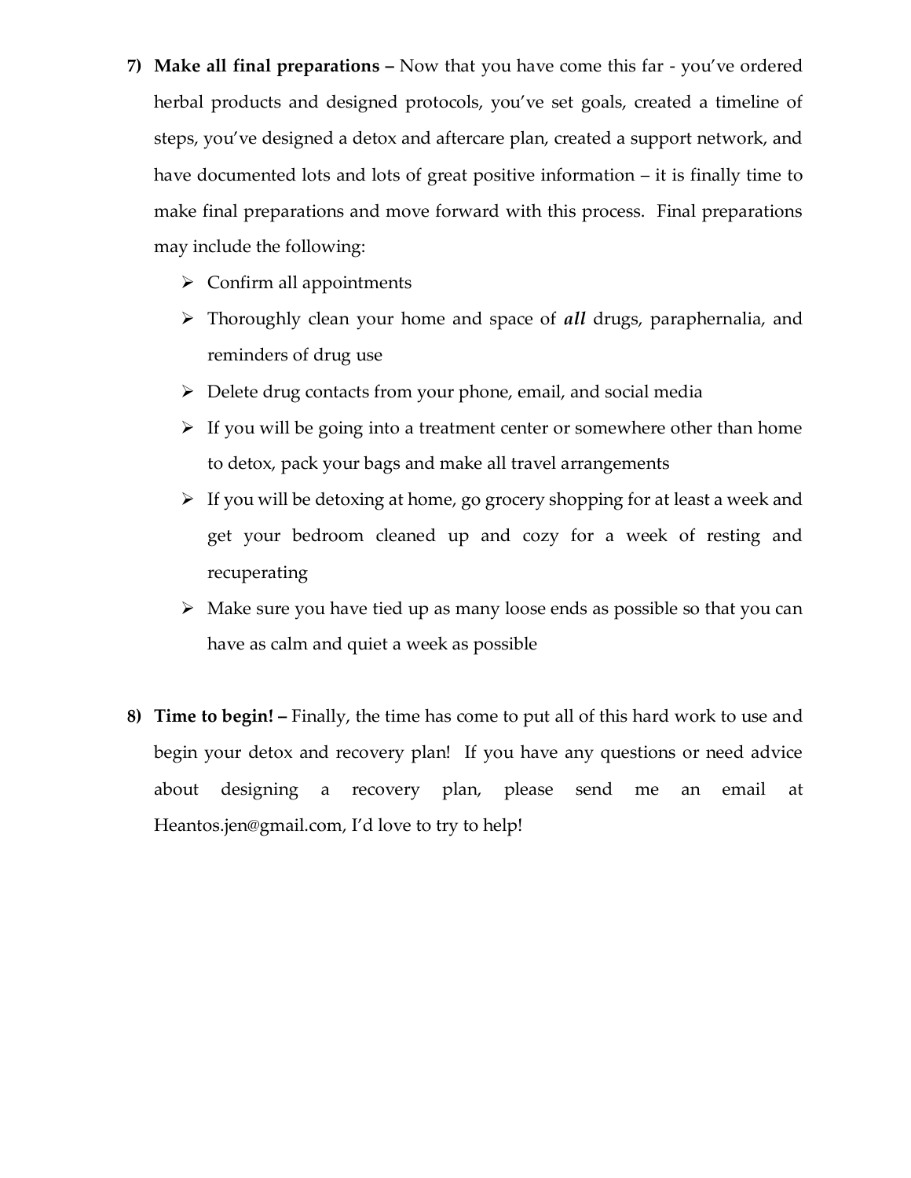7) **Make all final preparations –** Now that you have come this far - you've ordered herbal products and designed protocols, you've set goals, created a timeline of steps, you've designed a detox and aftercare plan, created a support network, and have documented lots and lots of great positive information – it is finally time to make final preparations and move forward with this process. Final preparations may include the following:

   - Confirm all appointments
   - Thoroughly clean your home and space of ***all*** drugs, paraphernalia, and reminders of drug use
   - Delete drug contacts from your phone, email, and social media
   - If you will be going into a treatment center or somewhere other than home to detox, pack your bags and make all travel arrangements
   - If you will be detoxing at home, go grocery shopping for at least a week and get your bedroom cleaned up and cozy for a week of resting and recuperating
   - Make sure you have tied up as many loose ends as possible so that you can have as calm and quiet a week as possible

8) **Time to begin! –** Finally, the time has come to put all of this hard work to use and begin your detox and recovery plan! If you have any questions or need advice about designing a recovery plan, please send me an email at Heantos.jen@gmail.com, I'd love to try to help!